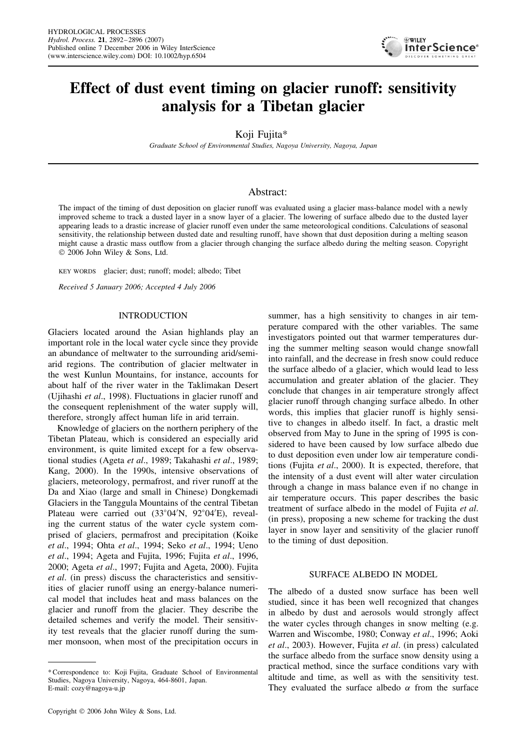# Effect of dust event timing on glacier runoff: sensitivity analysis for a Tibetan glacier

Koji Fujita*

*Graduate School of Environmental Studies, Nagoya University, Nagoya, Japan*

## Abstract:

The impact of the timing of dust deposition on glacier runoff was evaluated using a glacier mass-balance model with a newly improved scheme to track a dusted layer in a snow layer of a glacier. The lowering of surface albedo due to the dusted layer appearing leads to a drastic increase of glacier runoff even under the same meteorological conditions. Calculations of seasonal sensitivity, the relationship between dusted date and resulting runoff, have shown that dust deposition during a melting season might cause a drastic mass outflow from a glacier through changing the surface albedo during the melting season. Copyright © 2006 John Wiley & Sons, Ltd.

KEY WORDS glacier; dust; runoff; model; albedo; Tibet

*Received 5 January 2006; Accepted 4 July 2006*

## INTRODUCTION

Glaciers located around the Asian highlands play an important role in the local water cycle since they provide an abundance of meltwater to the surrounding arid/semi-arid regions. The contribution of glacier meltwater in the west Kunlun Mountains, for instance, accounts for about half of the river water in the Taklimakan Desert (Ujihashi *et al*., 1998). Fluctuations in glacier runoff and the consequent replenishment of the water supply will, therefore, strongly affect human life in arid terrain.

Knowledge of glaciers on the northern periphery of the Tibetan Plateau, which is considered an especially arid environment, is quite limited except for a few observational studies (Ageta *et al*., 1989; Takahashi *et al*., 1989; Kang, 2000). In the 1990s, intensive observations of glaciers, meteorology, permafrost, and river runoff at the Da and Xiao (large and small in Chinese) Dongkemadi Glaciers in the Tanggula Mountains of the central Tibetan Plateau were carried out (33°04′N, 92°04′E), revealing the current status of the water cycle system comprised of glaciers, permafrost and precipitation (Koike *et al*., 1994; Ohta *et al*., 1994; Seko *et al*., 1994; Ueno *et al*., 1994; Ageta and Fujita, 1996; Fujita *et al*., 1996, 2000; Ageta *et al*., 1997; Fujita and Ageta, 2000). Fujita *et al*. (in press) discuss the characteristics and sensitivities of glacier runoff using an energy-balance numerical model that includes heat and mass balances on the glacier and runoff from the glacier. They describe the detailed schemes and verify the model. Their sensitivity test reveals that the glacier runoff during the summer monsoon, when most of the precipitation occurs in summer, has a high sensitivity to changes in air temperature compared with the other variables. The same investigators pointed out that warmer temperatures during the summer melting season would change snowfall into rainfall, and the decrease in fresh snow could reduce the surface albedo of a glacier, which would lead to less accumulation and greater ablation of the glacier. They conclude that changes in air temperature strongly affect glacier runoff through changing surface albedo. In other words, this implies that glacier runoff is highly sensitive to changes in albedo itself. In fact, a drastic melt observed from May to June in the spring of 1995 is considered to have been caused by low surface albedo due to dust deposition even under low air temperature conditions (Fujita *et al*., 2000). It is expected, therefore, that the intensity of a dust event will alter water circulation through a change in mass balance even if no change in air temperature occurs. This paper describes the basic treatment of surface albedo in the model of Fujita *et al*. (in press), proposing a new scheme for tracking the dust layer in snow layer and sensitivity of the glacier runoff to the timing of dust deposition.

## SURFACE ALBEDO IN MODEL

The albedo of a dusted snow surface has been well studied, since it has been well recognized that changes in albedo by dust and aerosols would strongly affect the water cycles through changes in snow melting (e.g. Warren and Wiscombe, 1980; Conway *et al*., 1996; Aoki *et al*., 2003). However, Fujita *et al*. (in press) calculated the surface albedo from the surface snow density using a practical method, since the surface conditions vary with altitude and time, as well as with the sensitivity test. They evaluated the surface albedo $\alpha$ from the surface

---

*Correspondence to: Koji Fujita, Graduate School of Environmental Studies, Nagoya University, Nagoya, 464-8601, Japan. E-mail: cozy@nagoya-u.jp

Copyright © 2006 John Wiley & Sons, Ltd.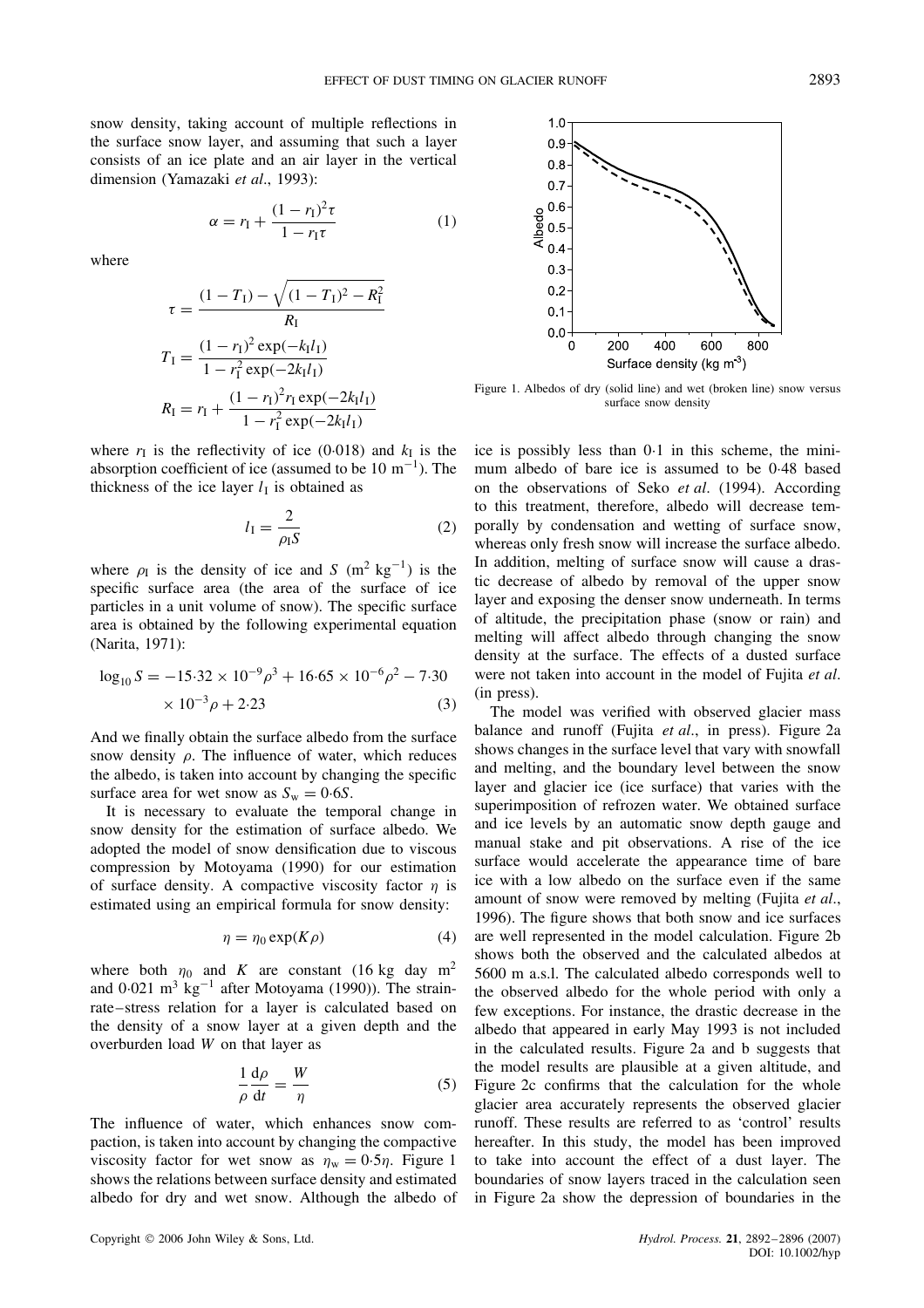snow density, taking account of multiple reflections in the surface snow layer, and assuming that such a layer consists of an ice plate and an air layer in the vertical dimension (Yamazaki *et al*., 1993):

$$\alpha = r_{\rm I} + \frac{(1 - r_{\rm I})^2 \tau}{1 - r_{\rm I}\tau} \qquad (1)$$

where

$$\tau = \frac{(1 - T_{\rm I}) - \sqrt{(1 - T_{\rm I})^2 - R_{\rm I}^2}}{R_{\rm I}}$$

$$T_{\rm I} = \frac{(1 - r_{\rm I})^2 \exp(-k_{\rm I} l_{\rm I})}{1 - r_{\rm I}^2 \exp(-2k_{\rm I} l_{\rm I})}$$

$$R_{\rm I} = r_{\rm I} + \frac{(1 - r_{\rm I})^2 r_{\rm I} \exp(-2k_{\rm I} l_{\rm I})}{1 - r_{\rm I}^2 \exp(-2k_{\rm I} l_{\rm I})}$$

where $r_{\rm I}$ is the reflectivity of ice (0·018) and $k_{\rm I}$ is the absorption coefficient of ice (assumed to be 10 $\rm m^{-1}$). The thickness of the ice layer $l_{\rm I}$ is obtained as

$$l_{\rm I} = \frac{2}{\rho_{\rm I} S} \qquad (2)$$

where $\rho_{\rm I}$ is the density of ice and $S$ ($\rm m^2\ kg^{-1}$) is the specific surface area (the area of the surface of ice particles in a unit volume of snow). The specific surface area is obtained by the following experimental equation (Narita, 1971):

$$\log_{10} S = -15{\cdot}32 \times 10^{-9}\rho^3 + 16{\cdot}65 \times 10^{-6}\rho^2 - 7{\cdot}30 \times 10^{-3}\rho + 2{\cdot}23 \qquad (3)$$

And we finally obtain the surface albedo from the surface snow density $\rho$. The influence of water, which reduces the albedo, is taken into account by changing the specific surface area for wet snow as $S_{\rm w} = 0{\cdot}6S$.

It is necessary to evaluate the temporal change in snow density for the estimation of surface albedo. We adopted the model of snow densification due to viscous compression by Motoyama (1990) for our estimation of surface density. A compactive viscosity factor $\eta$ is estimated using an empirical formula for snow density:

$$\eta = \eta_0 \exp(K\rho) \qquad (4)$$

where both $\eta_0$ and $K$ are constant (16 kg day $\rm m^2$ and 0·021 $\rm m^3\ kg^{-1}$ after Motoyama (1990)). The strain-rate–stress relation for a layer is calculated based on the density of a snow layer at a given depth and the overburden load $W$ on that layer as

$$\frac{1}{\rho}\frac{{\rm d}\rho}{{\rm d}t} = \frac{W}{\eta} \qquad (5)$$

The influence of water, which enhances snow compaction, is taken into account by changing the compactive viscosity factor for wet snow as $\eta_{\rm w} = 0{\cdot}5\eta$. Figure 1 shows the relations between surface density and estimated albedo for dry and wet snow. Although the albedo of ice is possibly less than 0·1 in this scheme, the minimum albedo of bare ice is assumed to be 0·48 based on the observations of Seko *et al*. (1994). According to this treatment, therefore, albedo will decrease temporally by condensation and wetting of surface snow, whereas only fresh snow will increase the surface albedo. In addition, melting of surface snow will cause a drastic decrease of albedo by removal of the upper snow layer and exposing the denser snow underneath. In terms of altitude, the precipitation phase (snow or rain) and melting will affect albedo through changing the snow density at the surface. The effects of a dusted surface were not taken into account in the model of Fujita *et al*. (in press).

Figure 1. Albedos of dry (solid line) and wet (broken line) snow versus surface snow density

The model was verified with observed glacier mass balance and runoff (Fujita *et al*., in press). Figure 2a shows changes in the surface level that vary with snowfall and melting, and the boundary level between the snow layer and glacier ice (ice surface) that varies with the superimposition of refrozen water. We obtained surface and ice levels by an automatic snow depth gauge and manual stake and pit observations. A rise of the ice surface would accelerate the appearance time of bare ice with a low albedo on the surface even if the same amount of snow were removed by melting (Fujita *et al*., 1996). The figure shows that both snow and ice surfaces are well represented in the model calculation. Figure 2b shows both the observed and the calculated albedos at 5600 m a.s.l. The calculated albedo corresponds well to the observed albedo for the whole period with only a few exceptions. For instance, the drastic decrease in the albedo that appeared in early May 1993 is not included in the calculated results. Figure 2a and b suggests that the model results are plausible at a given altitude, and Figure 2c confirms that the calculation for the whole glacier area accurately represents the observed glacier runoff. These results are referred to as 'control' results hereafter. In this study, the model has been improved to take into account the effect of a dust layer. The boundaries of snow layers traced in the calculation seen in Figure 2a show the depression of boundaries in the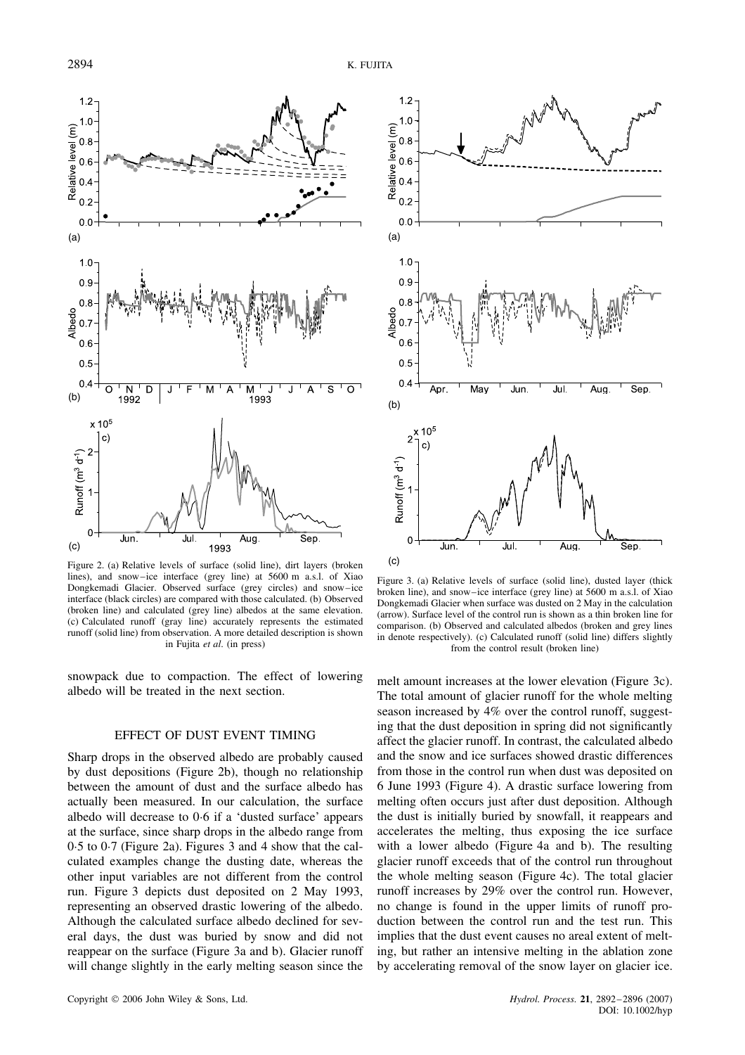Figure 2. (a) Relative levels of surface (solid line), dirt layers (broken lines), and snow–ice interface (grey line) at 5600 m a.s.l. of Xiao Dongkemadi Glacier. Observed surface (grey circles) and snow–ice interface (black circles) are compared with those calculated. (b) Observed (broken line) and calculated (grey line) albedos at the same elevation. (c) Calculated runoff (gray line) accurately represents the estimated runoff (solid line) from observation. A more detailed description is shown in Fujita *et al*. (in press)

Figure 3. (a) Relative levels of surface (solid line), dusted layer (thick broken line), and snow–ice interface (grey line) at 5600 m a.s.l. of Xiao Dongkemadi Glacier when surface was dusted on 2 May in the calculation (arrow). Surface level of the control run is shown as a thin broken line for comparison. (b) Observed and calculated albedos (broken and grey lines in denote respectively). (c) Calculated runoff (solid line) differs slightly from the control result (broken line)

snowpack due to compaction. The effect of lowering albedo will be treated in the next section.

## EFFECT OF DUST EVENT TIMING

Sharp drops in the observed albedo are probably caused by dust depositions (Figure 2b), though no relationship between the amount of dust and the surface albedo has actually been measured. In our calculation, the surface albedo will decrease to 0·6 if a 'dusted surface' appears at the surface, since sharp drops in the albedo range from 0·5 to 0·7 (Figure 2a). Figures 3 and 4 show that the calculated examples change the dusting date, whereas the other input variables are not different from the control run. Figure 3 depicts dust deposited on 2 May 1993, representing an observed drastic lowering of the albedo. Although the calculated surface albedo declined for several days, the dust was buried by snow and did not reappear on the surface (Figure 3a and b). Glacier runoff will change slightly in the early melting season since the melt amount increases at the lower elevation (Figure 3c). The total amount of glacier runoff for the whole melting season increased by 4% over the control runoff, suggesting that the dust deposition in spring did not significantly affect the glacier runoff. In contrast, the calculated albedo and the snow and ice surfaces showed drastic differences from those in the control run when dust was deposited on 6 June 1993 (Figure 4). A drastic surface lowering from melting often occurs just after dust deposition. Although the dust is initially buried by snowfall, it reappears and accelerates the melting, thus exposing the ice surface with a lower albedo (Figure 4a and b). The resulting glacier runoff exceeds that of the control run throughout the whole melting season (Figure 4c). The total glacier runoff increases by 29% over the control run. However, no change is found in the upper limits of runoff production between the control run and the test run. This implies that the dust event causes no areal extent of melting, but rather an intensive melting in the ablation zone by accelerating removal of the snow layer on glacier ice.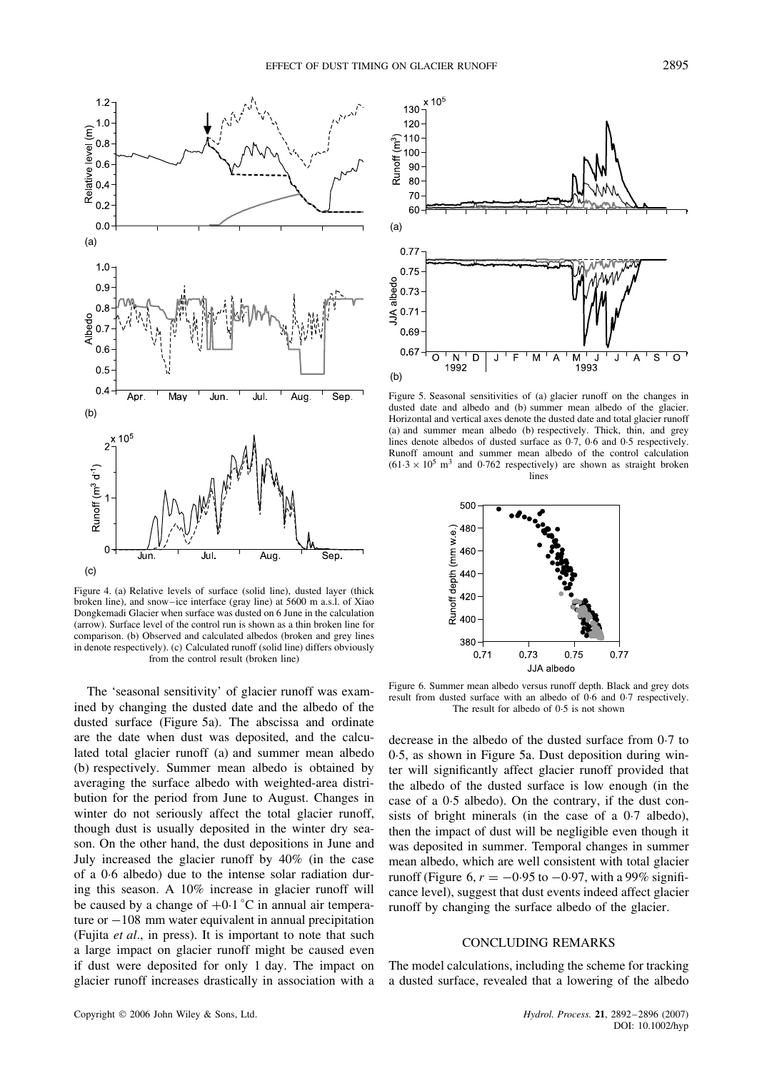Figure 4. (a) Relative levels of surface (solid line), dusted layer (thick broken line), and snow–ice interface (gray line) at 5600 m a.s.l. of Xiao Dongkemadi Glacier when surface was dusted on 6 June in the calculation (arrow). Surface level of the control run is shown as a thin broken line for comparison. (b) Observed and calculated albedos (broken and grey lines in denote respectively). (c) Calculated runoff (solid line) differs obviously from the control result (broken line)

Figure 5. Seasonal sensitivities of (a) glacier runoff on the changes in dusted date and albedo and (b) summer mean albedo of the glacier. Horizontal and vertical axes denote the dusted date and total glacier runoff (a) and summer mean albedo (b) respectively. Thick, thin, and grey lines denote albedos of dusted surface as 0·7, 0·6 and 0·5 respectively. Runoff amount and summer mean albedo of the control calculation ($61{\cdot}3 \times 10^5$ m$^3$ and 0·762 respectively) are shown as straight broken lines

Figure 6. Summer mean albedo versus runoff depth. Black and grey dots result from dusted surface with an albedo of 0·6 and 0·7 respectively. The result for albedo of 0·5 is not shown

The 'seasonal sensitivity' of glacier runoff was examined by changing the dusted date and the albedo of the dusted surface (Figure 5a). The abscissa and ordinate are the date when dust was deposited, and the calculated total glacier runoff (a) and summer mean albedo (b) respectively. Summer mean albedo is obtained by averaging the surface albedo with weighted-area distribution for the period from June to August. Changes in winter do not seriously affect the total glacier runoff, though dust is usually deposited in the winter dry season. On the other hand, the dust depositions in June and July increased the glacier runoff by 40% (in the case of a 0·6 albedo) due to the intense solar radiation during this season. A 10% increase in glacier runoff will be caused by a change of $+0{\cdot}1\,^{\circ}$C in annual air temperature or $-108$ mm water equivalent in annual precipitation (Fujita *et al*., in press). It is important to note that such a large impact on glacier runoff might be caused even if dust were deposited for only 1 day. The impact on glacier runoff increases drastically in association with a decrease in the albedo of the dusted surface from 0·7 to 0·5, as shown in Figure 5a. Dust deposition during winter will significantly affect glacier runoff provided that the albedo of the dusted surface is low enough (in the case of a 0·5 albedo). On the contrary, if the dust consists of bright minerals (in the case of a 0·7 albedo), then the impact of dust will be negligible even though it was deposited in summer. Temporal changes in summer mean albedo, which are well consistent with total glacier runoff (Figure 6, $r = -0{\cdot}95$ to $-0{\cdot}97$, with a 99% significance level), suggest that dust events indeed affect glacier runoff by changing the surface albedo of the glacier.

## CONCLUDING REMARKS

The model calculations, including the scheme for tracking a dusted surface, revealed that a lowering of the albedo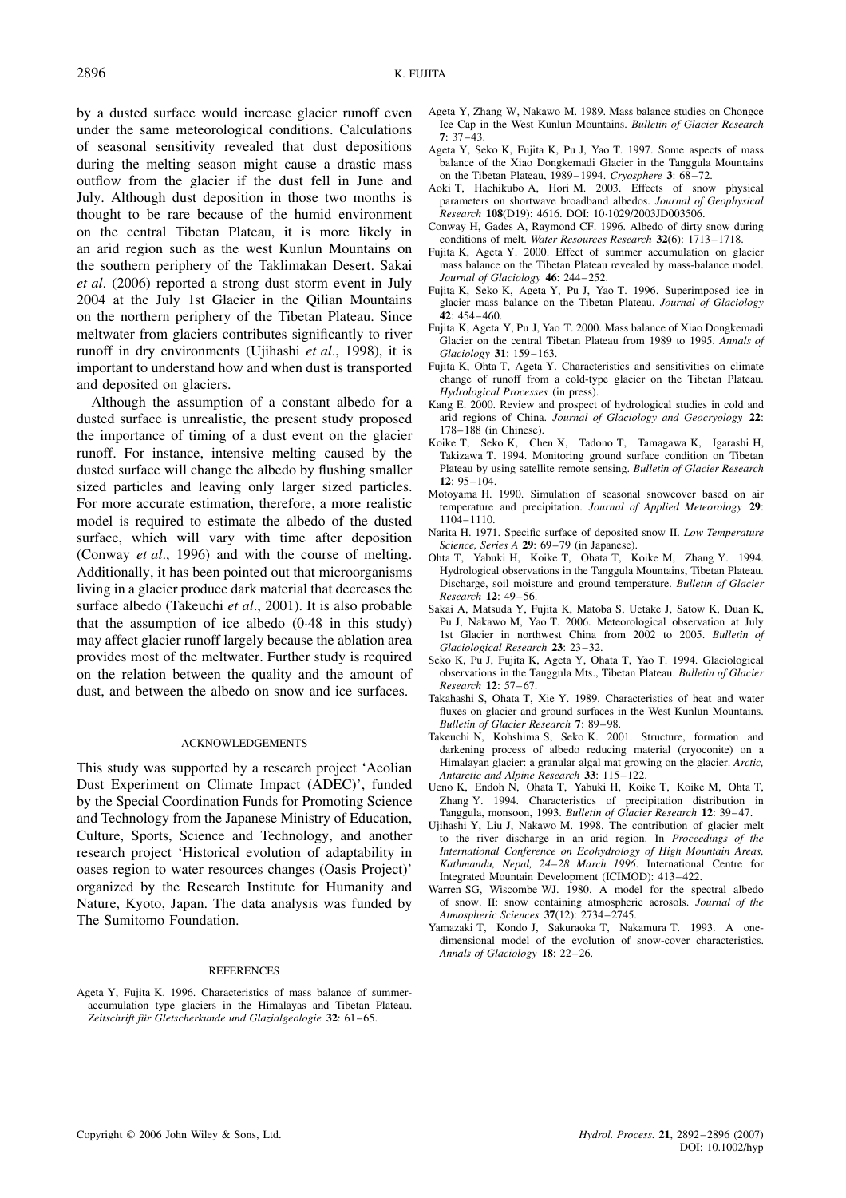by a dusted surface would increase glacier runoff even under the same meteorological conditions. Calculations of seasonal sensitivity revealed that dust depositions during the melting season might cause a drastic mass outflow from the glacier if the dust fell in June and July. Although dust deposition in those two months is thought to be rare because of the humid environment on the central Tibetan Plateau, it is more likely in an arid region such as the west Kunlun Mountains on the southern periphery of the Taklimakan Desert. Sakai *et al*. (2006) reported a strong dust storm event in July 2004 at the July 1st Glacier in the Qilian Mountains on the northern periphery of the Tibetan Plateau. Since meltwater from glaciers contributes significantly to river runoff in dry environments (Ujihashi *et al*., 1998), it is important to understand how and when dust is transported and deposited on glaciers.

Although the assumption of a constant albedo for a dusted surface is unrealistic, the present study proposed the importance of timing of a dust event on the glacier runoff. For instance, intensive melting caused by the dusted surface will change the albedo by flushing smaller sized particles and leaving only larger sized particles. For more accurate estimation, therefore, a more realistic model is required to estimate the albedo of the dusted surface, which will vary with time after deposition (Conway *et al*., 1996) and with the course of melting. Additionally, it has been pointed out that microorganisms living in a glacier produce dark material that decreases the surface albedo (Takeuchi *et al*., 2001). It is also probable that the assumption of ice albedo (0·48 in this study) may affect glacier runoff largely because the ablation area provides most of the meltwater. Further study is required on the relation between the quality and the amount of dust, and between the albedo on snow and ice surfaces.

## ACKNOWLEDGEMENTS

This study was supported by a research project 'Aeolian Dust Experiment on Climate Impact (ADEC)', funded by the Special Coordination Funds for Promoting Science and Technology from the Japanese Ministry of Education, Culture, Sports, Science and Technology, and another research project 'Historical evolution of adaptability in oases region to water resources changes (Oasis Project)' organized by the Research Institute for Humanity and Nature, Kyoto, Japan. The data analysis was funded by The Sumitomo Foundation.

## REFERENCES

Ageta Y, Fujita K. 1996. Characteristics of mass balance of summer-accumulation type glaciers in the Himalayas and Tibetan Plateau. *Zeitschrift für Gletscherkunde und Glazialgeologie* **32**: 61–65.

Ageta Y, Zhang W, Nakawo M. 1989. Mass balance studies on Chongce Ice Cap in the West Kunlun Mountains. *Bulletin of Glacier Research* **7**: 37–43.

Ageta Y, Seko K, Fujita K, Pu J, Yao T. 1997. Some aspects of mass balance of the Xiao Dongkemadi Glacier in the Tanggula Mountains on the Tibetan Plateau, 1989–1994. *Cryosphere* **3**: 68–72.

Aoki T, Hachikubo A, Hori M. 2003. Effects of snow physical parameters on shortwave broadband albedos. *Journal of Geophysical Research* **108**(D19): 4616. DOI: 10·1029/2003JD003506.

Conway H, Gades A, Raymond CF. 1996. Albedo of dirty snow during conditions of melt. *Water Resources Research* **32**(6): 1713–1718.

Fujita K, Ageta Y. 2000. Effect of summer accumulation on glacier mass balance on the Tibetan Plateau revealed by mass-balance model. *Journal of Glaciology* **46**: 244–252.

Fujita K, Seko K, Ageta Y, Pu J, Yao T. 1996. Superimposed ice in glacier mass balance on the Tibetan Plateau. *Journal of Glaciology* **42**: 454–460.

Fujita K, Ageta Y, Pu J, Yao T. 2000. Mass balance of Xiao Dongkemadi Glacier on the central Tibetan Plateau from 1989 to 1995. *Annals of Glaciology* **31**: 159–163.

Fujita K, Ohta T, Ageta Y. Characteristics and sensitivities on climate change of runoff from a cold-type glacier on the Tibetan Plateau. *Hydrological Processes* (in press).

Kang E. 2000. Review and prospect of hydrological studies in cold and arid regions of China. *Journal of Glaciology and Geocryology* **22**: 178–188 (in Chinese).

Koike T, Seko K, Chen X, Tadono T, Tamagawa K, Igarashi H, Takizawa T. 1994. Monitoring ground surface condition on Tibetan Plateau by using satellite remote sensing. *Bulletin of Glacier Research* **12**: 95–104.

Motoyama H. 1990. Simulation of seasonal snowcover based on air temperature and precipitation. *Journal of Applied Meteorology* **29**: 1104–1110.

Narita H. 1971. Specific surface of deposited snow II. *Low Temperature Science, Series A* **29**: 69–79 (in Japanese).

Ohta T, Yabuki H, Koike T, Ohata T, Koike M, Zhang Y. 1994. Hydrological observations in the Tanggula Mountains, Tibetan Plateau. Discharge, soil moisture and ground temperature. *Bulletin of Glacier Research* **12**: 49–56.

Sakai A, Matsuda Y, Fujita K, Matoba S, Uetake J, Satow K, Duan K, Pu J, Nakawo M, Yao T. 2006. Meteorological observation at July 1st Glacier in northwest China from 2002 to 2005. *Bulletin of Glaciological Research* **23**: 23–32.

Seko K, Pu J, Fujita K, Ageta Y, Ohata T, Yao T. 1994. Glaciological observations in the Tanggula Mts., Tibetan Plateau. *Bulletin of Glacier Research* **12**: 57–67.

Takahashi S, Ohata T, Xie Y. 1989. Characteristics of heat and water fluxes on glacier and ground surfaces in the West Kunlun Mountains. *Bulletin of Glacier Research* **7**: 89–98.

Takeuchi N, Kohshima S, Seko K. 2001. Structure, formation and darkening process of albedo reducing material (cryoconite) on a Himalayan glacier: a granular algal mat growing on the glacier. *Arctic, Antarctic and Alpine Research* **33**: 115–122.

Ueno K, Endoh N, Ohata T, Yabuki H, Koike T, Koike M, Ohta T, Zhang Y. 1994. Characteristics of precipitation distribution in Tanggula, monsoon, 1993. *Bulletin of Glacier Research* **12**: 39–47.

Ujihashi Y, Liu J, Nakawo M. 1998. The contribution of glacier melt to the river discharge in an arid region. In *Proceedings of the International Conference on Ecohydrology of High Mountain Areas, Kathmandu, Nepal, 24–28 March 1996*. International Centre for Integrated Mountain Development (ICIMOD): 413–422.

Warren SG, Wiscombe WJ. 1980. A model for the spectral albedo of snow. II: snow containing atmospheric aerosols. *Journal of the Atmospheric Sciences* **37**(12): 2734–2745.

Yamazaki T, Kondo J, Sakuraoka T, Nakamura T. 1993. A one-dimensional model of the evolution of snow-cover characteristics. *Annals of Glaciology* **18**: 22–26.